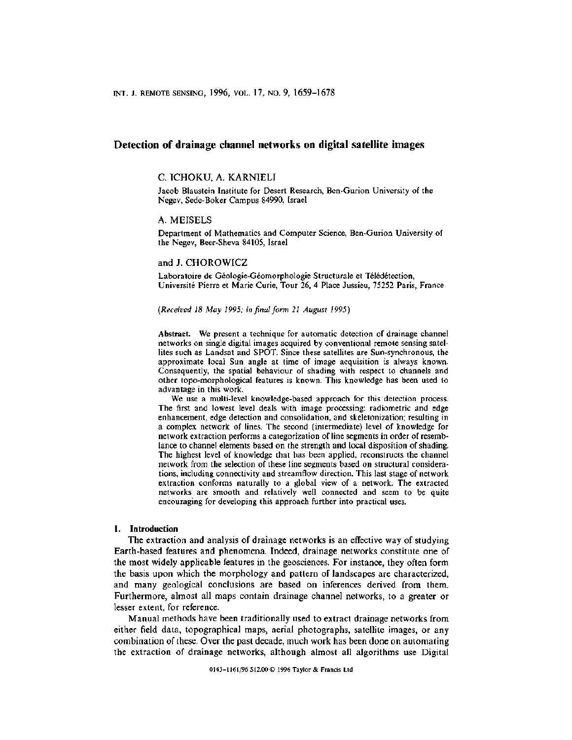# Detection of drainage channel networks on digital satellite images

C. ICHOKU, A. KARNIELI

Jacob Blaustein Institute for Desert Research, Ben-Gurion University of the Negev, Sede-Boker Campus 84990, Israel

A. MEISELS

Department of Mathematics and Computer Science, Ben-Gurion University of the Negev, Beer-Sheva 84105, Israel

and J. CHOROWICZ

Laboratoire de Géologie-Géomorphologie Structurale et Télédétection, Université Pierre et Marie Curie, Tour 26, 4 Place Jussieu, 75252 Paris, France

*(Received 18 May 1995; in final form 21 August 1995)*

**Abstract.** We present a technique for automatic detection of drainage channel networks on single digital images acquired by conventional remote sensing satellites such as Landsat and SPOT. Since these satellites are Sun-synchronous, the approximate local Sun angle at time of image acquisition is always known. Consequently, the spatial behaviour of shading with respect to channels and other topo-morphological features is known. This knowledge has been used to advantage in this work.

We use a multi-level knowledge-based approach for this detection process. The first and lowest level deals with image processing: radiometric and edge enhancement, edge detection and consolidation, and skeletonization; resulting in a complex network of lines. The second (intermediate) level of knowledge for network extraction performs a categorization of line segments in order of resemblance to channel elements based on the strength and local disposition of shading. The highest level of knowledge that has been applied, reconstructs the channel network from the selection of these line segments based on structural considerations, including connectivity and streamflow direction. This last stage of network extraction conforms naturally to a global view of a network. The extracted networks are smooth and relatively well connected and seem to be quite encouraging for developing this approach further into practical uses.

## 1. Introduction

The extraction and analysis of drainage networks is an effective way of studying Earth-based features and phenomena. Indeed, drainage networks constitute one of the most widely applicable features in the geosciences. For instance, they often form the basis upon which the morphology and pattern of landscapes are characterized, and many geological conclusions are based on inferences derived from them. Furthermore, almost all maps contain drainage channel networks, to a greater or lesser extent, for reference.

Manual methods have been traditionally used to extract drainage networks from either field data, topographical maps, aerial photographs, satellite images, or any combination of these. Over the past decade, much work has been done on automating the extraction of drainage networks, although almost all algorithms use Digital

0143-1161/96 $12.00 © 1996 Taylor & Francis Ltd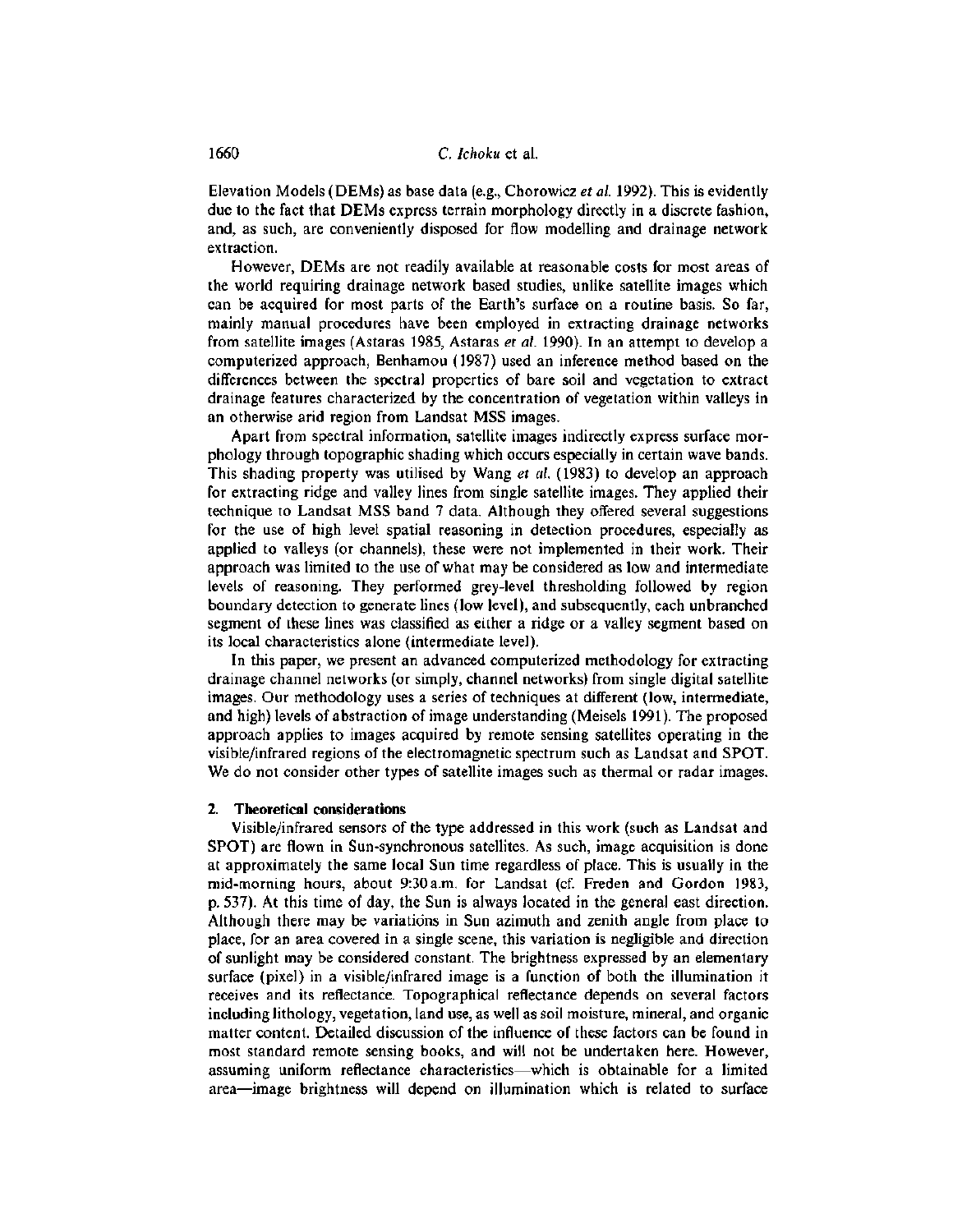Elevation Models (DEMs) as base data (e.g., Chorowicz *et al.* 1992). This is evidently due to the fact that DEMs express terrain morphology directly in a discrete fashion, and, as such, are conveniently disposed for flow modelling and drainage network extraction.

However, DEMs are not readily available at reasonable costs for most areas of the world requiring drainage network based studies, unlike satellite images which can be acquired for most parts of the Earth's surface on a routine basis. So far, mainly manual procedures have been employed in extracting drainage networks from satellite images (Astaras 1985, Astaras *et al.* 1990). In an attempt to develop a computerized approach, Benhamou (1987) used an inference method based on the differences between the spectral properties of bare soil and vegetation to extract drainage features characterized by the concentration of vegetation within valleys in an otherwise arid region from Landsat MSS images.

Apart from spectral information, satellite images indirectly express surface morphology through topographic shading which occurs especially in certain wave bands. This shading property was utilised by Wang *et al.* (1983) to develop an approach for extracting ridge and valley lines from single satellite images. They applied their technique to Landsat MSS band 7 data. Although they offered several suggestions for the use of high level spatial reasoning in detection procedures, especially as applied to valleys (or channels), these were not implemented in their work. Their approach was limited to the use of what may be considered as low and intermediate levels of reasoning. They performed grey-level thresholding followed by region boundary detection to generate lines (low level), and subsequently, each unbranched segment of these lines was classified as either a ridge or a valley segment based on its local characteristics alone (intermediate level).

In this paper, we present an advanced computerized methodology for extracting drainage channel networks (or simply, channel networks) from single digital satellite images. Our methodology uses a series of techniques at different (low, intermediate, and high) levels of abstraction of image understanding (Meisels 1991). The proposed approach applies to images acquired by remote sensing satellites operating in the visible/infrared regions of the electromagnetic spectrum such as Landsat and SPOT. We do not consider other types of satellite images such as thermal or radar images.

## 2. Theoretical considerations

Visible/infrared sensors of the type addressed in this work (such as Landsat and SPOT) are flown in Sun-synchronous satellites. As such, image acquisition is done at approximately the same local Sun time regardless of place. This is usually in the mid-morning hours, about 9:30 a.m. for Landsat (cf. Freden and Gordon 1983, p. 537). At this time of day, the Sun is always located in the general east direction. Although there may be variations in Sun azimuth and zenith angle from place to place, for an area covered in a single scene, this variation is negligible and direction of sunlight may be considered constant. The brightness expressed by an elementary surface (pixel) in a visible/infrared image is a function of both the illumination it receives and its reflectance. Topographical reflectance depends on several factors including lithology, vegetation, land use, as well as soil moisture, mineral, and organic matter content. Detailed discussion of the influence of these factors can be found in most standard remote sensing books, and will not be undertaken here. However, assuming uniform reflectance characteristics—which is obtainable for a limited area—image brightness will depend on illumination which is related to surface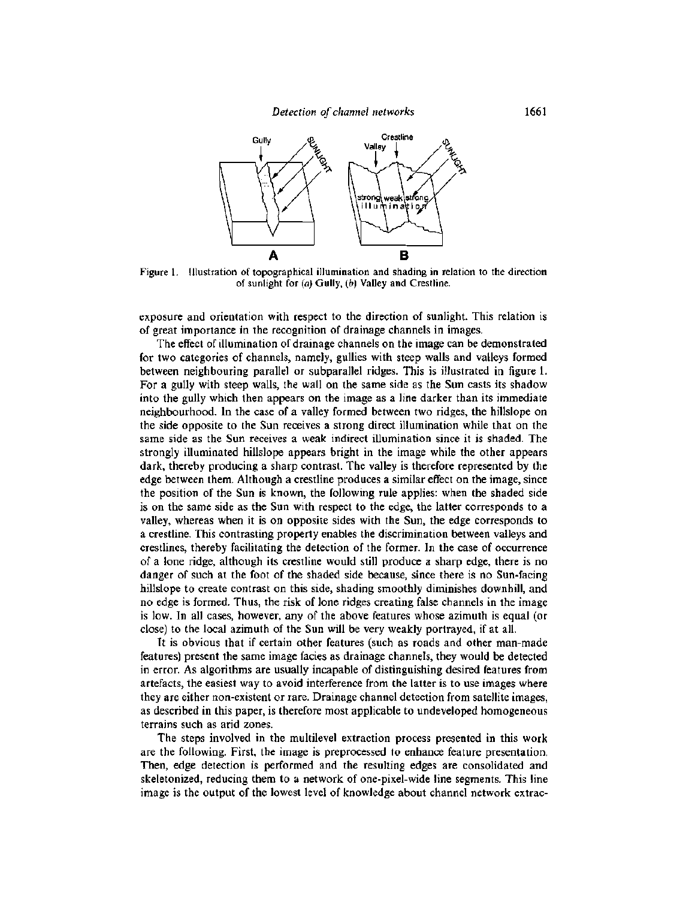Figure 1. Illustration of topographical illumination and shading in relation to the direction of sunlight for (*a*) Gully, (*b*) Valley and Crestline.

exposure and orientation with respect to the direction of sunlight. This relation is of great importance in the recognition of drainage channels in images.

The effect of illumination of drainage channels on the image can be demonstrated for two categories of channels, namely, gullies with steep walls and valleys formed between neighbouring parallel or subparallel ridges. This is illustrated in figure 1. For a gully with steep walls, the wall on the same side as the Sun casts its shadow into the gully which then appears on the image as a line darker than its immediate neighbourhood. In the case of a valley formed between two ridges, the hillslope on the side opposite to the Sun receives a strong direct illumination while that on the same side as the Sun receives a weak indirect illumination since it is shaded. The strongly illuminated hillslope appears bright in the image while the other appears dark, thereby producing a sharp contrast. The valley is therefore represented by the edge between them. Although a crestline produces a similar effect on the image, since the position of the Sun is known, the following rule applies: when the shaded side is on the same side as the Sun with respect to the edge, the latter corresponds to a valley, whereas when it is on opposite sides with the Sun, the edge corresponds to a crestline. This contrasting property enables the discrimination between valleys and crestlines, thereby facilitating the detection of the former. In the case of occurrence of a lone ridge, although its crestline would still produce a sharp edge, there is no danger of such at the foot of the shaded side because, since there is no Sun-facing hillslope to create contrast on this side, shading smoothly diminishes downhill, and no edge is formed. Thus, the risk of lone ridges creating false channels in the image is low. In all cases, however, any of the above features whose azimuth is equal (or close) to the local azimuth of the Sun will be very weakly portrayed, if at all.

It is obvious that if certain other features (such as roads and other man-made features) present the same image facies as drainage channels, they would be detected in error. As algorithms are usually incapable of distinguishing desired features from artefacts, the easiest way to avoid interference from the latter is to use images where they are either non-existent or rare. Drainage channel detection from satellite images, as described in this paper, is therefore most applicable to undeveloped homogeneous terrains such as arid zones.

The steps involved in the multilevel extraction process presented in this work are the following. First, the image is preprocessed to enhance feature presentation. Then, edge detection is performed and the resulting edges are consolidated and skeletonized, reducing them to a network of one-pixel-wide line segments. This line image is the output of the lowest level of knowledge about channel network extrac-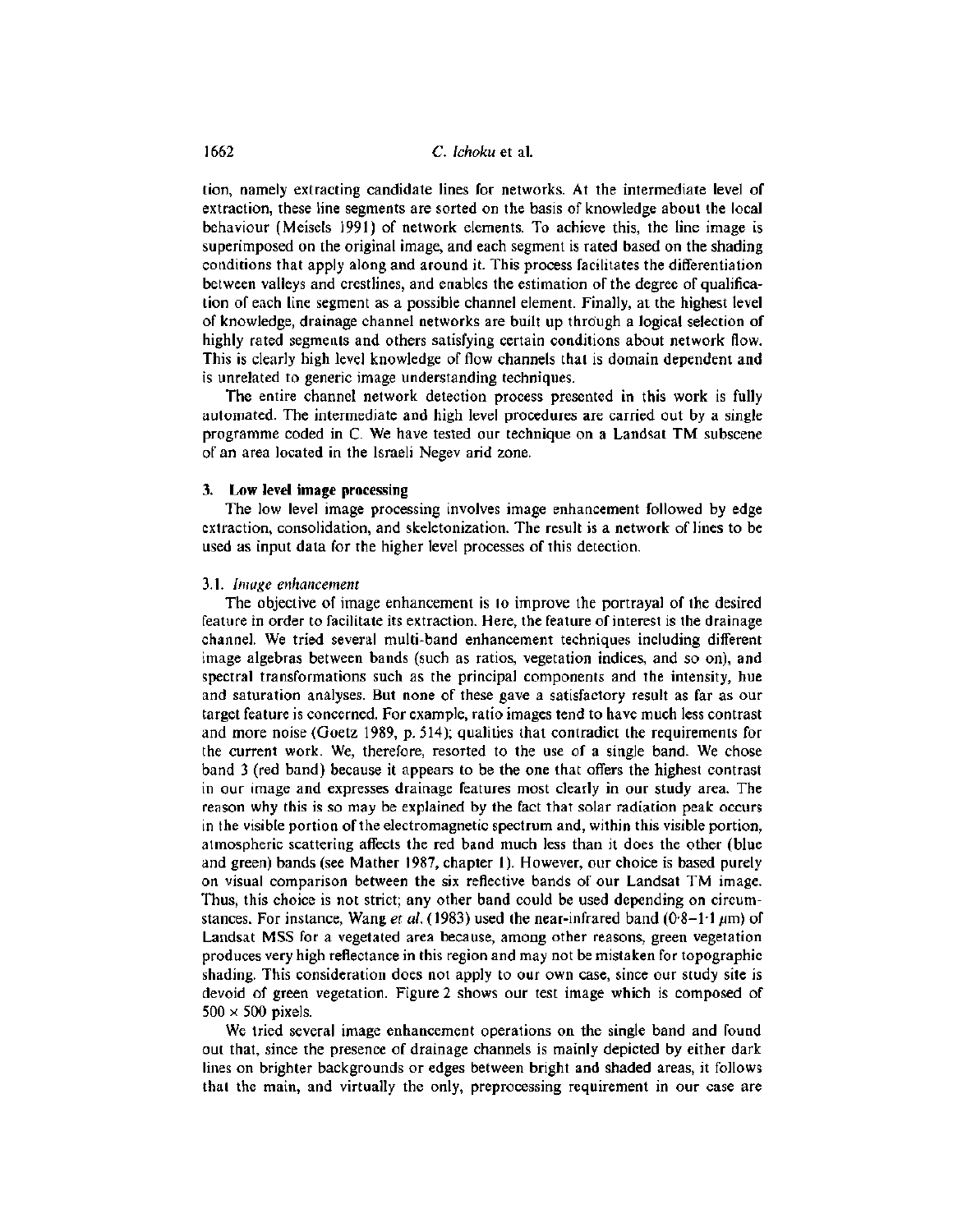tion, namely extracting candidate lines for networks. At the intermediate level of extraction, these line segments are sorted on the basis of knowledge about the local behaviour (Meisels 1991) of network elements. To achieve this, the line image is superimposed on the original image, and each segment is rated based on the shading conditions that apply along and around it. This process facilitates the differentiation between valleys and crestlines, and enables the estimation of the degree of qualification of each line segment as a possible channel element. Finally, at the highest level of knowledge, drainage channel networks are built up through a logical selection of highly rated segments and others satisfying certain conditions about network flow. This is clearly high level knowledge of flow channels that is domain dependent and is unrelated to generic image understanding techniques.

The entire channel network detection process presented in this work is fully automated. The intermediate and high level procedures are carried out by a single programme coded in C. We have tested our technique on a Landsat TM subscene of an area located in the Israeli Negev arid zone.

## 3. Low level image processing

The low level image processing involves image enhancement followed by edge extraction, consolidation, and skeletonization. The result is a network of lines to be used as input data for the higher level processes of this detection.

### 3.1. *Image enhancement*

The objective of image enhancement is to improve the portrayal of the desired feature in order to facilitate its extraction. Here, the feature of interest is the drainage channel. We tried several multi-band enhancement techniques including different image algebras between bands (such as ratios, vegetation indices, and so on), and spectral transformations such as the principal components and the intensity, hue and saturation analyses. But none of these gave a satisfactory result as far as our target feature is concerned. For example, ratio images tend to have much less contrast and more noise (Goetz 1989, p. 514); qualities that contradict the requirements for the current work. We, therefore, resorted to the use of a single band. We chose band 3 (red band) because it appears to be the one that offers the highest contrast in our image and expresses drainage features most clearly in our study area. The reason why this is so may be explained by the fact that solar radiation peak occurs in the visible portion of the electromagnetic spectrum and, within this visible portion, atmospheric scattering affects the red band much less than it does the other (blue and green) bands (see Mather 1987, chapter 1). However, our choice is based purely on visual comparison between the six reflective bands of our Landsat TM image. Thus, this choice is not strict; any other band could be used depending on circumstances. For instance, Wang *et al.* (1983) used the near-infrared band (0·8–1·1 $\mu$m) of Landsat MSS for a vegetated area because, among other reasons, green vegetation produces very high reflectance in this region and may not be mistaken for topographic shading. This consideration does not apply to our own case, since our study site is devoid of green vegetation. Figure 2 shows our test image which is composed of $500 \times 500$ pixels.

We tried several image enhancement operations on the single band and found out that, since the presence of drainage channels is mainly depicted by either dark lines on brighter backgrounds or edges between bright and shaded areas, it follows that the main, and virtually the only, preprocessing requirement in our case are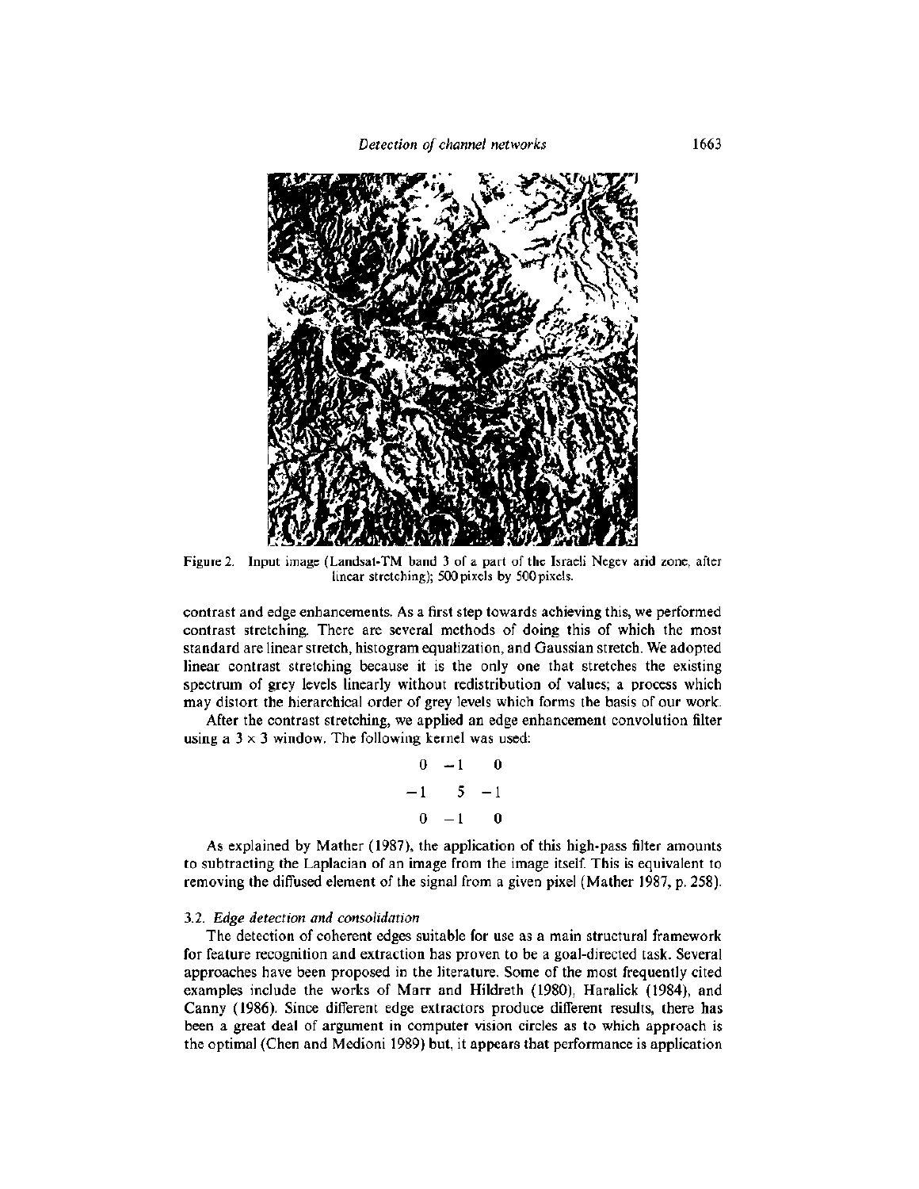Figure 2. Input image (Landsat-TM band 3 of a part of the Israeli Negev arid zone, after linear stretching); 500 pixels by 500 pixels.

contrast and edge enhancements. As a first step towards achieving this, we performed contrast stretching. There are several methods of doing this of which the most standard are linear stretch, histogram equalization, and Gaussian stretch. We adopted linear contrast stretching because it is the only one that stretches the existing spectrum of grey levels linearly without redistribution of values; a process which may distort the hierarchical order of grey levels which forms the basis of our work.

After the contrast stretching, we applied an edge enhancement convolution filter using a $3 \times 3$ window. The following kernel was used:

$$\begin{matrix} 0 & -1 & 0 \\ -1 & 5 & -1 \\ 0 & -1 & 0 \end{matrix}$$

As explained by Mather (1987), the application of this high-pass filter amounts to subtracting the Laplacian of an image from the image itself. This is equivalent to removing the diffused element of the signal from a given pixel (Mather 1987, p. 258).

### 3.2. *Edge detection and consolidation*

The detection of coherent edges suitable for use as a main structural framework for feature recognition and extraction has proven to be a goal-directed task. Several approaches have been proposed in the literature. Some of the most frequently cited examples include the works of Marr and Hildreth (1980), Haralick (1984), and Canny (1986). Since different edge extractors produce different results, there has been a great deal of argument in computer vision circles as to which approach is the optimal (Chen and Medioni 1989) but, it appears that performance is application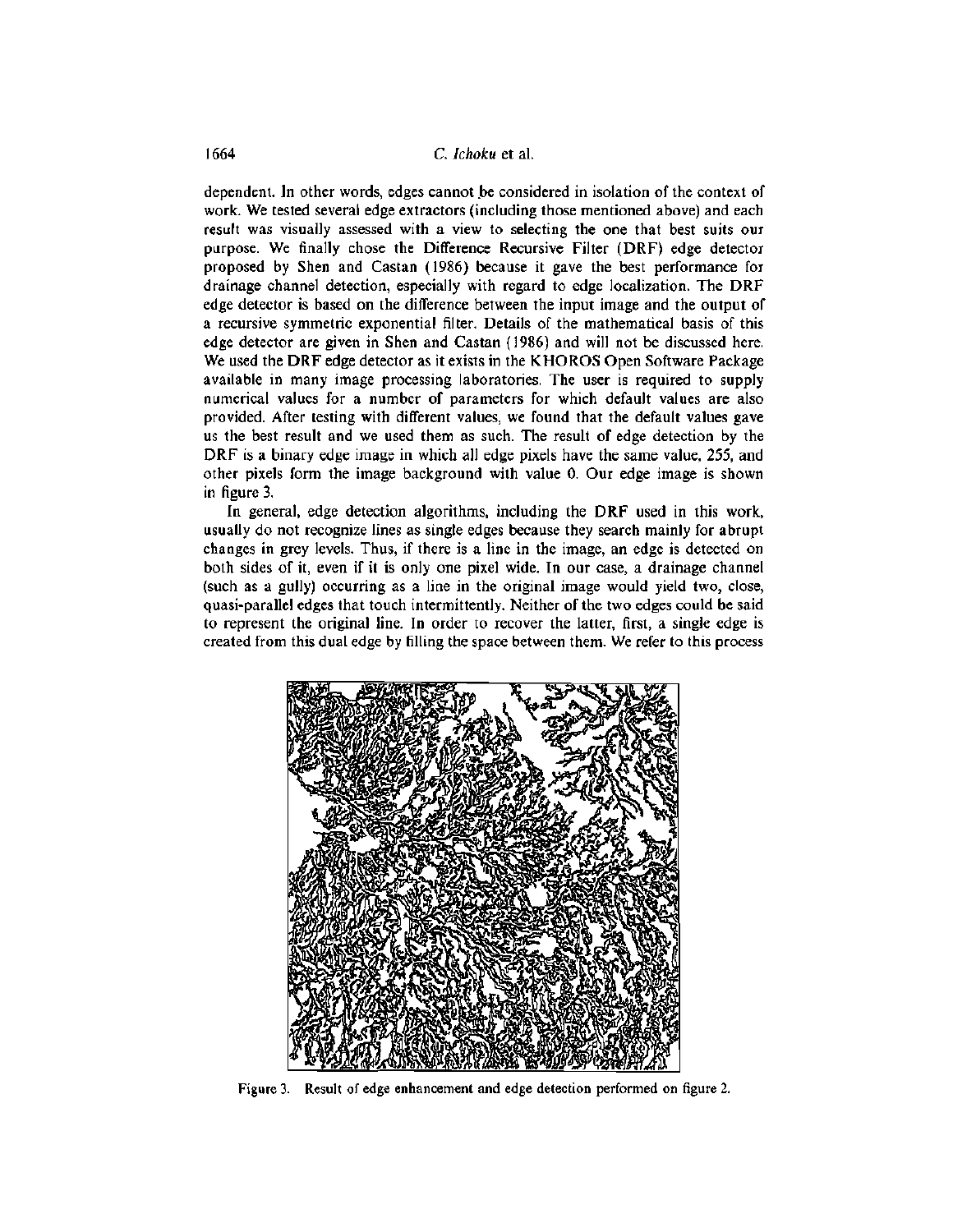dependent. In other words, edges cannot be considered in isolation of the context of work. We tested several edge extractors (including those mentioned above) and each result was visually assessed with a view to selecting the one that best suits our purpose. We finally chose the Difference Recursive Filter (DRF) edge detector proposed by Shen and Castan (1986) because it gave the best performance for drainage channel detection, especially with regard to edge localization. The DRF edge detector is based on the difference between the input image and the output of a recursive symmetric exponential filter. Details of the mathematical basis of this edge detector are given in Shen and Castan (1986) and will not be discussed here. We used the DRF edge detector as it exists in the KHOROS Open Software Package available in many image processing laboratories. The user is required to supply numerical values for a number of parameters for which default values are also provided. After testing with different values, we found that the default values gave us the best result and we used them as such. The result of edge detection by the DRF is a binary edge image in which all edge pixels have the same value, 255, and other pixels form the image background with value 0. Our edge image is shown in figure 3.

In general, edge detection algorithms, including the DRF used in this work, usually do not recognize lines as single edges because they search mainly for abrupt changes in grey levels. Thus, if there is a line in the image, an edge is detected on both sides of it, even if it is only one pixel wide. In our case, a drainage channel (such as a gully) occurring as a line in the original image would yield two, close, quasi-parallel edges that touch intermittently. Neither of the two edges could be said to represent the original line. In order to recover the latter, first, a single edge is created from this dual edge by filling the space between them. We refer to this process

Figure 3. Result of edge enhancement and edge detection performed on figure 2.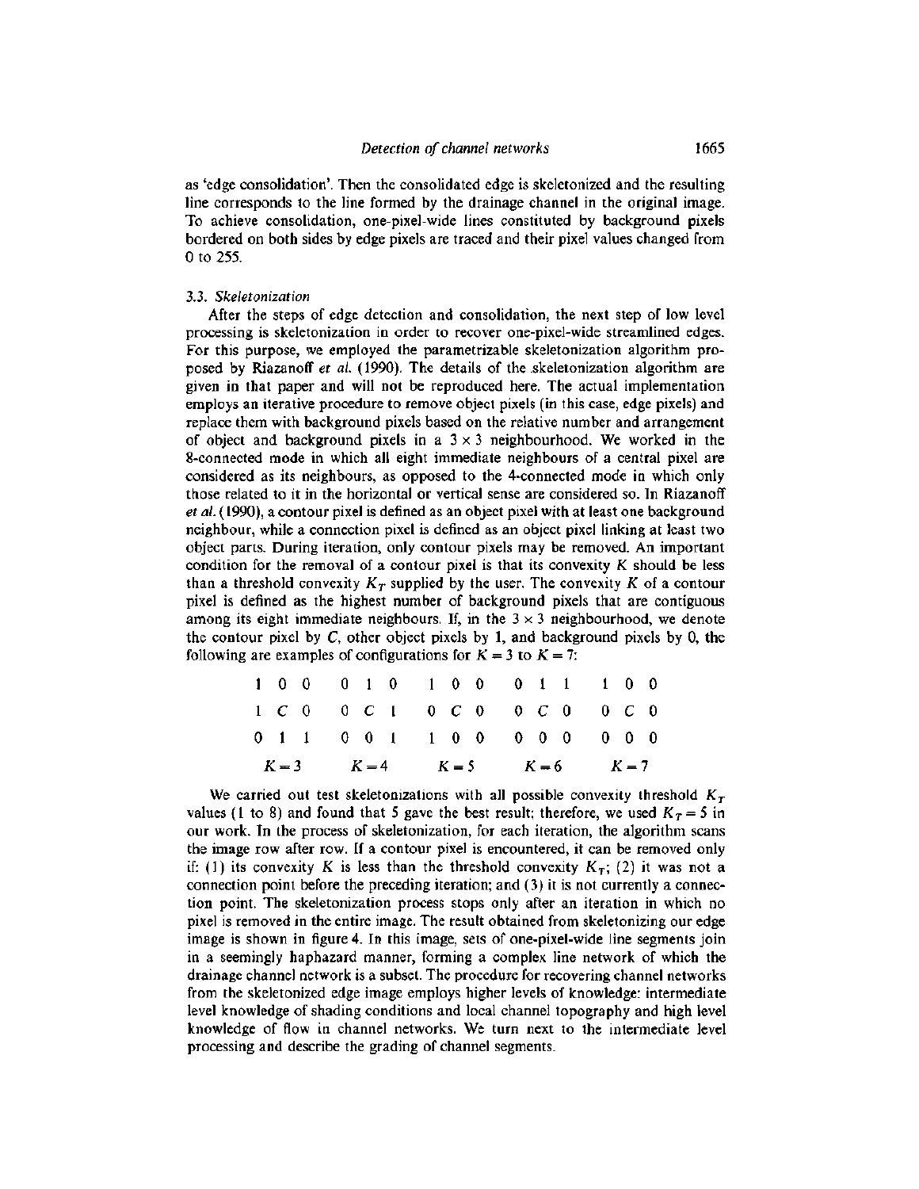as 'edge consolidation'. Then the consolidated edge is skeletonized and the resulting line corresponds to the line formed by the drainage channel in the original image. To achieve consolidation, one-pixel-wide lines constituted by background pixels bordered on both sides by edge pixels are traced and their pixel values changed from 0 to 255.

### 3.3. *Skeletonization*

After the steps of edge detection and consolidation, the next step of low level processing is skeletonization in order to recover one-pixel-wide streamlined edges. For this purpose, we employed the parametrizable skeletonization algorithm proposed by Riazanoff *et al.* (1990). The details of the skeletonization algorithm are given in that paper and will not be reproduced here. The actual implementation employs an iterative procedure to remove object pixels (in this case, edge pixels) and replace them with background pixels based on the relative number and arrangement of object and background pixels in a $3 \times 3$ neighbourhood. We worked in the 8-connected mode in which all eight immediate neighbours of a central pixel are considered as its neighbours, as opposed to the 4-connected mode in which only those related to it in the horizontal or vertical sense are considered so. In Riazanoff *et al.* (1990), a contour pixel is defined as an object pixel with at least one background neighbour, while a connection pixel is defined as an object pixel linking at least two object parts. During iteration, only contour pixels may be removed. An important condition for the removal of a contour pixel is that its convexity $K$ should be less than a threshold convexity $K_T$ supplied by the user. The convexity $K$ of a contour pixel is defined as the highest number of background pixels that are contiguous among its eight immediate neighbours. If, in the $3 \times 3$ neighbourhood, we denote the contour pixel by $C$, other object pixels by 1, and background pixels by 0, the following are examples of configurations for $K = 3$ to $K = 7$:

```
1 0 0    0 1 0    1 0 0    0 1 1    1 0 0
1 C 0    0 C 1    0 C 0    0 C 0    0 C 0
0 1 1    0 0 1    1 0 0    0 0 0    0 0 0
 K=3      K=4      K=5      K=6      K=7
```

We carried out test skeletonizations with all possible convexity threshold $K_T$ values (1 to 8) and found that 5 gave the best result; therefore, we used $K_T = 5$ in our work. In the process of skeletonization, for each iteration, the algorithm scans the image row after row. If a contour pixel is encountered, it can be removed only if: (1) its convexity $K$ is less than the threshold convexity $K_T$; (2) it was not a connection point before the preceding iteration; and (3) it is not currently a connection point. The skeletonization process stops only after an iteration in which no pixel is removed in the entire image. The result obtained from skeletonizing our edge image is shown in figure 4. In this image, sets of one-pixel-wide line segments join in a seemingly haphazard manner, forming a complex line network of which the drainage channel network is a subset. The procedure for recovering channel networks from the skeletonized edge image employs higher levels of knowledge: intermediate level knowledge of shading conditions and local channel topography and high level knowledge of flow in channel networks. We turn next to the intermediate level processing and describe the grading of channel segments.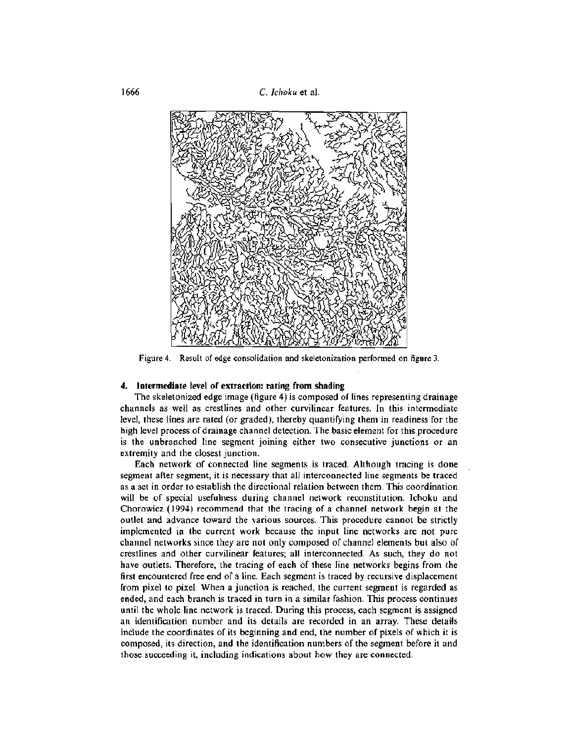Figure 4. Result of edge consolidation and skeletonization performed on figure 3.

## 4. Intermediate level of extraction: rating from shading

The skeletonized edge image (figure 4) is composed of lines representing drainage channels as well as crestlines and other curvilinear features. In this intermediate level, these lines are rated (or graded), thereby quantifying them in readiness for the high level process of drainage channel detection. The basic element for this procedure is the unbranched line segment joining either two consecutive junctions or an extremity and the closest junction.

Each network of connected line segments is traced. Although tracing is done segment after segment, it is necessary that all interconnected line segments be traced as a set in order to establish the directional relation between them. This coordination will be of special usefulness during channel network reconstitution. Ichoku and Chorowicz (1994) recommend that the tracing of a channel network begin at the outlet and advance toward the various sources. This procedure cannot be strictly implemented in the current work because the input line networks are not pure channel networks since they are not only composed of channel elements but also of crestlines and other curvilinear features; all interconnected. As such, they do not have outlets. Therefore, the tracing of each of these line networks begins from the first encountered free end of a line. Each segment is traced by recursive displacement from pixel to pixel. When a junction is reached, the current segment is regarded as ended, and each branch is traced in turn in a similar fashion. This process continues until the whole line network is traced. During this process, each segment is assigned an identification number and its details are recorded in an array. These details include the coordinates of its beginning and end, the number of pixels of which it is composed, its direction, and the identification numbers of the segment before it and those succeeding it, including indications about how they are connected.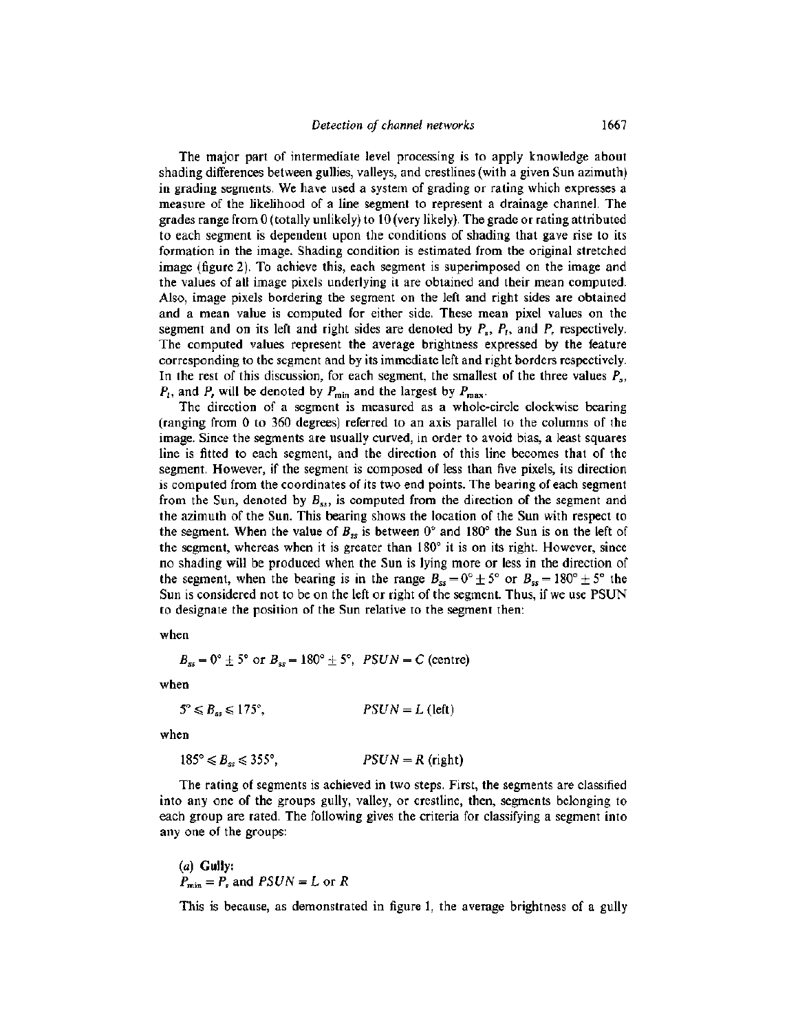The major part of intermediate level processing is to apply knowledge about shading differences between gullies, valleys, and crestlines (with a given Sun azimuth) in grading segments. We have used a system of grading or rating which expresses a measure of the likelihood of a line segment to represent a drainage channel. The grades range from 0 (totally unlikely) to 10 (very likely). The grade or rating attributed to each segment is dependent upon the conditions of shading that gave rise to its formation in the image. Shading condition is estimated from the original stretched image (figure 2). To achieve this, each segment is superimposed on the image and the values of all image pixels underlying it are obtained and their mean computed. Also, image pixels bordering the segment on the left and right sides are obtained and a mean value is computed for either side. These mean pixel values on the segment and on its left and right sides are denoted by $P_s$, $P_l$, and $P_r$ respectively. The computed values represent the average brightness expressed by the feature corresponding to the segment and by its immediate left and right borders respectively. In the rest of this discussion, for each segment, the smallest of the three values $P_s$, $P_l$, and $P_r$ will be denoted by $P_{min}$ and the largest by $P_{max}$.

The direction of a segment is measured as a whole-circle clockwise bearing (ranging from 0 to 360 degrees) referred to an axis parallel to the columns of the image. Since the segments are usually curved, in order to avoid bias, a least squares line is fitted to each segment, and the direction of this line becomes that of the segment. However, if the segment is composed of less than five pixels, its direction is computed from the coordinates of its two end points. The bearing of each segment from the Sun, denoted by $B_{ss}$, is computed from the direction of the segment and the azimuth of the Sun. This bearing shows the location of the Sun with respect to the segment. When the value of $B_{ss}$ is between 0° and 180° the Sun is on the left of the segment, whereas when it is greater than 180° it is on its right. However, since no shading will be produced when the Sun is lying more or less in the direction of the segment, when the bearing is in the range $B_{ss} = 0° \pm 5°$ or $B_{ss} = 180° \pm 5°$ the Sun is considered not to be on the left or right of the segment. Thus, if we use PSUN to designate the position of the Sun relative to the segment then:

when

$$B_{ss} = 0° \pm 5° \text{ or } B_{ss} = 180° \pm 5°, \quad PSUN = C \text{ (centre)}$$

when

$$5° \leqslant B_{ss} \leqslant 175°, \quad PSUN = L \text{ (left)}$$

when

$$185° \leqslant B_{ss} \leqslant 355°, \quad PSUN = R \text{ (right)}$$

The rating of segments is achieved in two steps. First, the segments are classified into any one of the groups gully, valley, or crestline, then, segments belonging to each group are rated. The following gives the criteria for classifying a segment into any one of the groups:

(*a*) **Gully:**
$P_{min} = P_s$ and $PSUN = L$ or $R$

This is because, as demonstrated in figure 1, the average brightness of a gully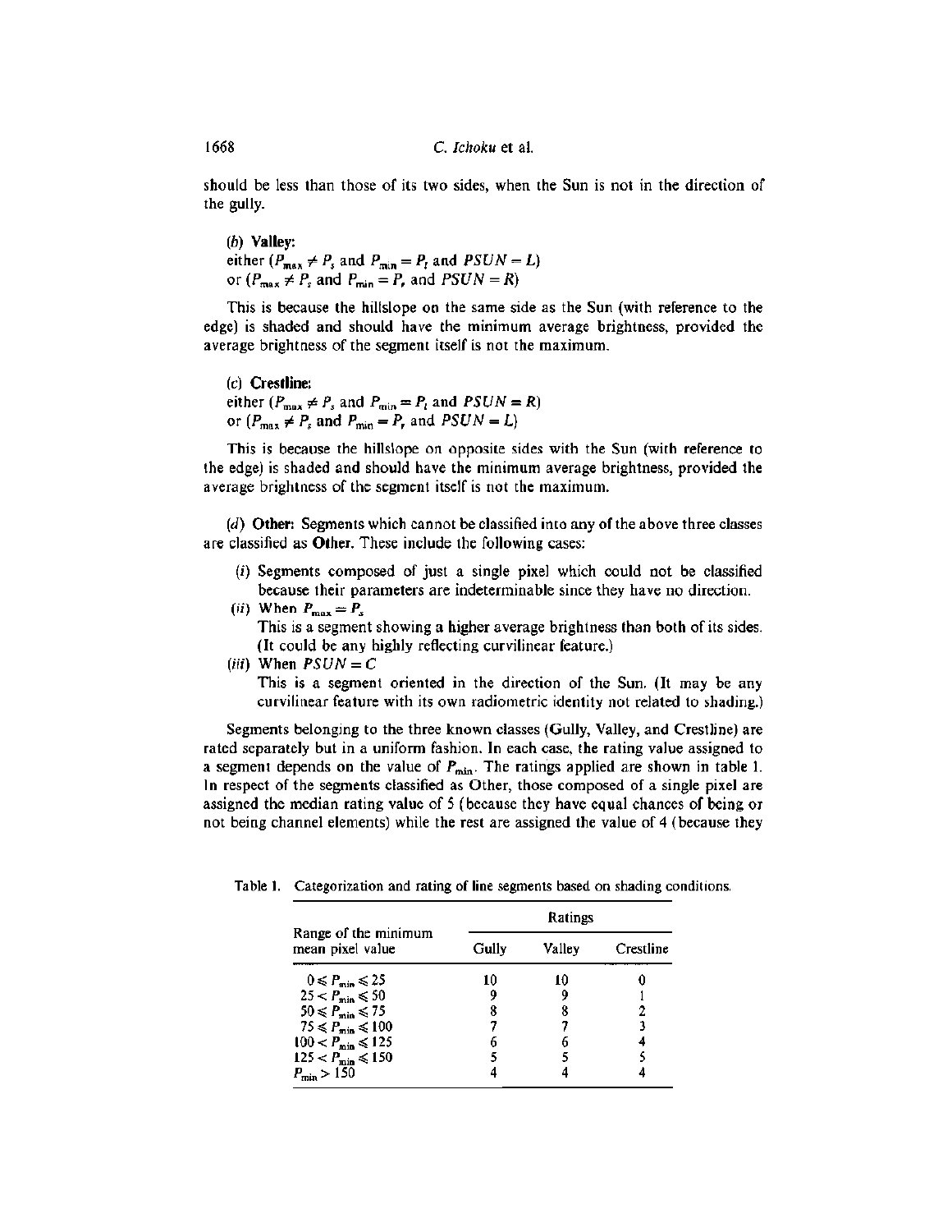should be less than those of its two sides, when the Sun is not in the direction of the gully.

(*b*) **Valley:**
either ($P_{max} \neq P_s$ and $P_{min} = P_l$ and $PSUN = L$)
or ($P_{max} \neq P_s$ and $P_{min} = P_r$ and $PSUN = R$)

This is because the hillslope on the same side as the Sun (with reference to the edge) is shaded and should have the minimum average brightness, provided the average brightness of the segment itself is not the maximum.

(*c*) **Crestline:**
either ($P_{max} \neq P_s$ and $P_{min} = P_l$ and $PSUN = R$)
or ($P_{max} \neq P_s$ and $P_{min} = P_r$ and $PSUN = L$)

This is because the hillslope on opposite sides with the Sun (with reference to the edge) is shaded and should have the minimum average brightness, provided the average brightness of the segment itself is not the maximum.

(*d*) **Other:** Segments which cannot be classified into any of the above three classes are classified as **Other.** These include the following cases:

(*i*) Segments composed of just a single pixel which could not be classified because their parameters are indeterminable since they have no direction.

(*ii*) When $P_{max} = P_s$
This is a segment showing a higher average brightness than both of its sides. (It could be any highly reflecting curvilinear feature.)

(*iii*) When $PSUN = C$
This is a segment oriented in the direction of the Sun. (It may be any curvilinear feature with its own radiometric identity not related to shading.)

Segments belonging to the three known classes (Gully, Valley, and Crestline) are rated separately but in a uniform fashion. In each case, the rating value assigned to a segment depends on the value of $P_{min}$. The ratings applied are shown in table 1. In respect of the segments classified as Other, those composed of a single pixel are assigned the median rating value of 5 (because they have equal chances of being or not being channel elements) while the rest are assigned the value of 4 (because they

Table 1. Categorization and rating of line segments based on shading conditions.

| Range of the minimum mean pixel value | Ratings | | |
|---|---|---|---|
| | Gully | Valley | Crestline |
| $0 \leqslant P_{min} \leqslant 25$ | 10 | 10 | 0 |
| $25 < P_{min} \leqslant 50$ | 9 | 9 | 1 |
| $50 \leqslant P_{min} \leqslant 75$ | 8 | 8 | 2 |
| $75 \leqslant P_{min} \leqslant 100$ | 7 | 7 | 3 |
| $100 < P_{min} \leqslant 125$ | 6 | 6 | 4 |
| $125 < P_{min} \leqslant 150$ | 5 | 5 | 5 |
| $P_{min} > 150$ | 4 | 4 | 4 |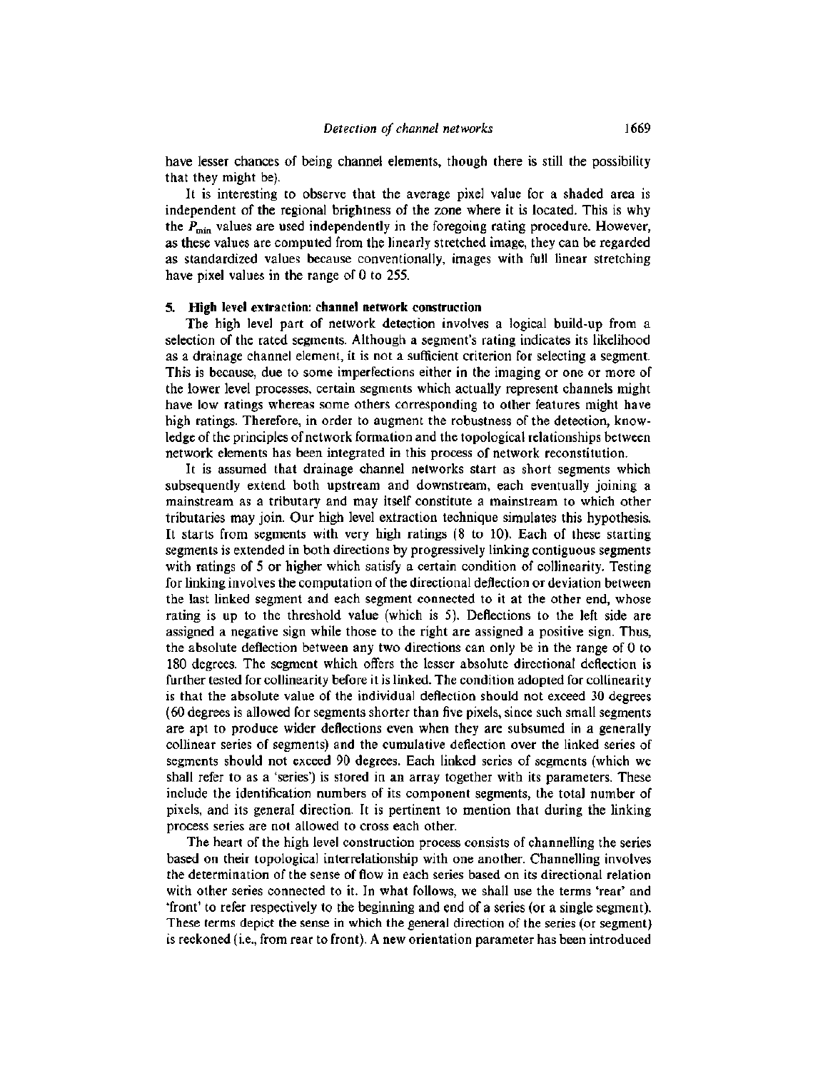have lesser chances of being channel elements, though there is still the possibility that they might be).

It is interesting to observe that the average pixel value for a shaded area is independent of the regional brightness of the zone where it is located. This is why the $P_{min}$ values are used independently in the foregoing rating procedure. However, as these values are computed from the linearly stretched image, they can be regarded as standardized values because conventionally, images with full linear stretching have pixel values in the range of 0 to 255.

## 5. High level extraction: channel network construction

The high level part of network detection involves a logical build-up from a selection of the rated segments. Although a segment's rating indicates its likelihood as a drainage channel element, it is not a sufficient criterion for selecting a segment. This is because, due to some imperfections either in the imaging or one or more of the lower level processes, certain segments which actually represent channels might have low ratings whereas some others corresponding to other features might have high ratings. Therefore, in order to augment the robustness of the detection, knowledge of the principles of network formation and the topological relationships between network elements has been integrated in this process of network reconstitution.

It is assumed that drainage channel networks start as short segments which subsequently extend both upstream and downstream, each eventually joining a mainstream as a tributary and may itself constitute a mainstream to which other tributaries may join. Our high level extraction technique simulates this hypothesis. It starts from segments with very high ratings (8 to 10). Each of these starting segments is extended in both directions by progressively linking contiguous segments with ratings of 5 or higher which satisfy a certain condition of collinearity. Testing for linking involves the computation of the directional deflection or deviation between the last linked segment and each segment connected to it at the other end, whose rating is up to the threshold value (which is 5). Deflections to the left side are assigned a negative sign while those to the right are assigned a positive sign. Thus, the absolute deflection between any two directions can only be in the range of 0 to 180 degrees. The segment which offers the lesser absolute directional deflection is further tested for collinearity before it is linked. The condition adopted for collinearity is that the absolute value of the individual deflection should not exceed 30 degrees (60 degrees is allowed for segments shorter than five pixels, since such small segments are apt to produce wider deflections even when they are subsumed in a generally collinear series of segments) and the cumulative deflection over the linked series of segments should not exceed 90 degrees. Each linked series of segments (which we shall refer to as a 'series') is stored in an array together with its parameters. These include the identification numbers of its component segments, the total number of pixels, and its general direction. It is pertinent to mention that during the linking process series are not allowed to cross each other.

The heart of the high level construction process consists of channelling the series based on their topological interrelationship with one another. Channelling involves the determination of the sense of flow in each series based on its directional relation with other series connected to it. In what follows, we shall use the terms 'rear' and 'front' to refer respectively to the beginning and end of a series (or a single segment). These terms depict the sense in which the general direction of the series (or segment) is reckoned (i.e., from rear to front). A new orientation parameter has been introduced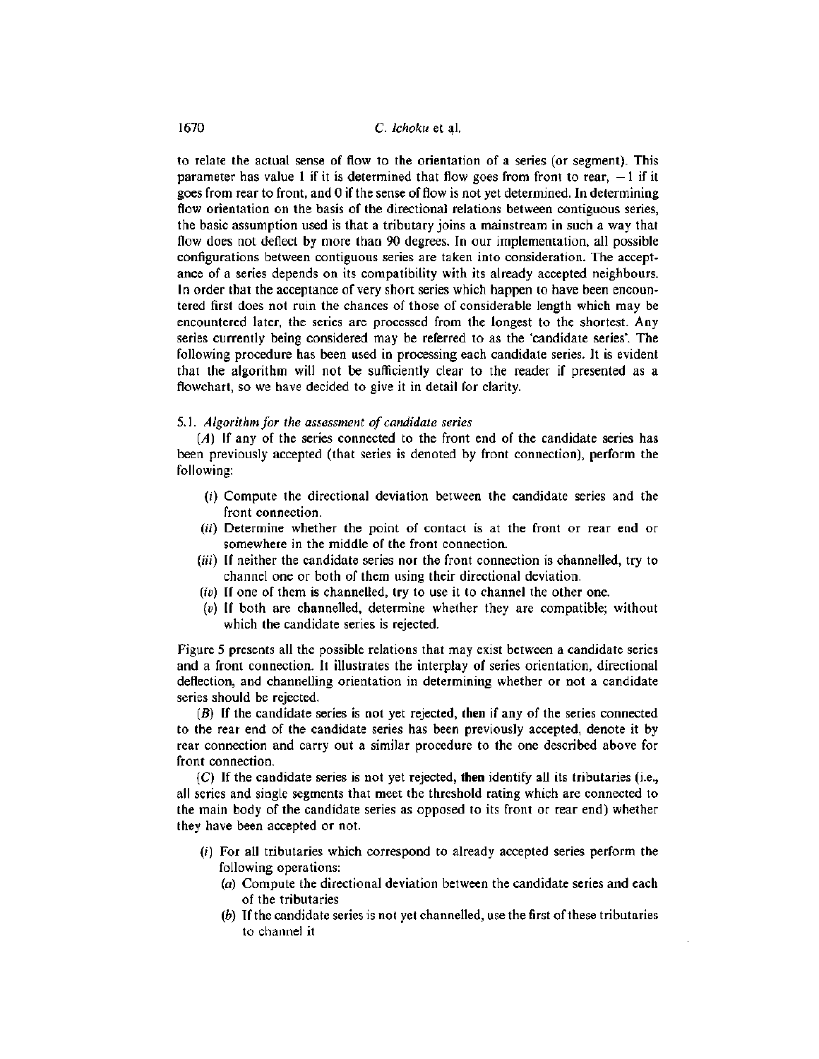to relate the actual sense of flow to the orientation of a series (or segment). This parameter has value 1 if it is determined that flow goes from front to rear, $-1$ if it goes from rear to front, and 0 if the sense of flow is not yet determined. In determining flow orientation on the basis of the directional relations between contiguous series, the basic assumption used is that a tributary joins a mainstream in such a way that flow does not deflect by more than 90 degrees. In our implementation, all possible configurations between contiguous series are taken into consideration. The acceptance of a series depends on its compatibility with its already accepted neighbours. In order that the acceptance of very short series which happen to have been encountered first does not ruin the chances of those of considerable length which may be encountered later, the series are processed from the longest to the shortest. Any series currently being considered may be referred to as the 'candidate series'. The following procedure has been used in processing each candidate series. It is evident that the algorithm will not be sufficiently clear to the reader if presented as a flowchart, so we have decided to give it in detail for clarity.

### 5.1. *Algorithm for the assessment of candidate series*

(*A*) If any of the series connected to the front end of the candidate series has been previously accepted (that series is denoted by front connection), perform the following:

- (*i*) Compute the directional deviation between the candidate series and the front connection.
- (*ii*) Determine whether the point of contact is at the front or rear end or somewhere in the middle of the front connection.
- (*iii*) If neither the candidate series nor the front connection is channelled, try to channel one or both of them using their directional deviation.
- (*iv*) If one of them is channelled, try to use it to channel the other one.
- (*v*) If both are channelled, determine whether they are compatible; without which the candidate series is rejected.

Figure 5 presents all the possible relations that may exist between a candidate series and a front connection. It illustrates the interplay of series orientation, directional deflection, and channelling orientation in determining whether or not a candidate series should be rejected.

(*B*) If the candidate series is not yet rejected, then if any of the series connected to the rear end of the candidate series has been previously accepted, denote it by rear connection and carry out a similar procedure to the one described above for front connection.

(*C*) If the candidate series is not yet rejected, **then** identify all its tributaries (i.e., all series and single segments that meet the threshold rating which are connected to the main body of the candidate series as opposed to its front or rear end) whether they have been accepted or not.

- (*i*) For all tributaries which correspond to already accepted series perform the following operations:
  - (*a*) Compute the directional deviation between the candidate series and each of the tributaries
  - (*b*) If the candidate series is not yet channelled, use the first of these tributaries to channel it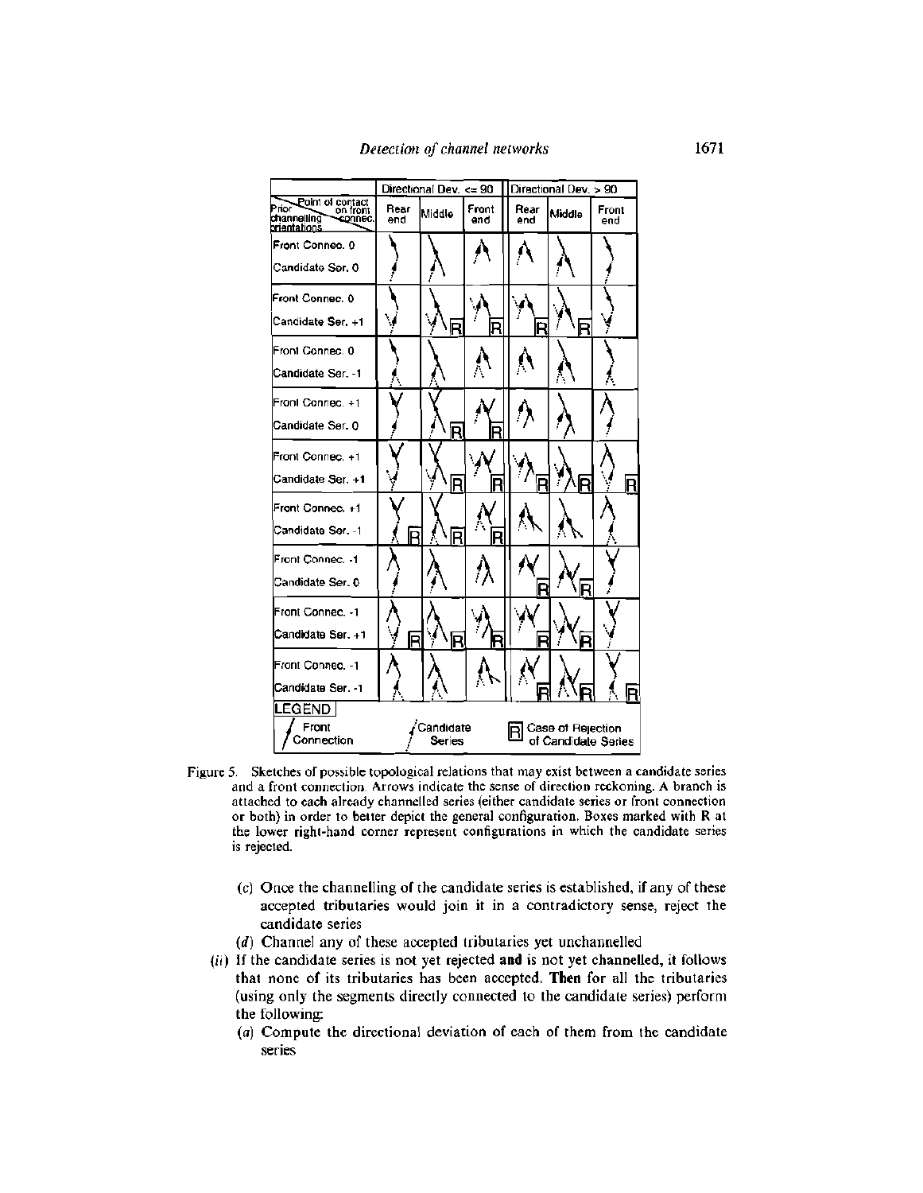Figure 5. Sketches of possible topological relations that may exist between a candidate series and a front connection. Arrows indicate the sense of direction reckoning. A branch is attached to each already channelled series (either candidate series or front connection or both) in order to better depict the general configuration. Boxes marked with R at the lower right-hand corner represent configurations in which the candidate series is rejected.

- (c) Once the channelling of the candidate series is established, if any of these accepted tributaries would join it in a contradictory sense, reject the candidate series
- (*d*) Channel any of these accepted tributaries yet unchannelled

(*ii*) If the candidate series is not yet rejected **and** is not yet channelled, it follows that none of its tributaries has been accepted. **Then** for all the tributaries (using only the segments directly connected to the candidate series) perform the following:

- (*a*) Compute the directional deviation of each of them from the candidate series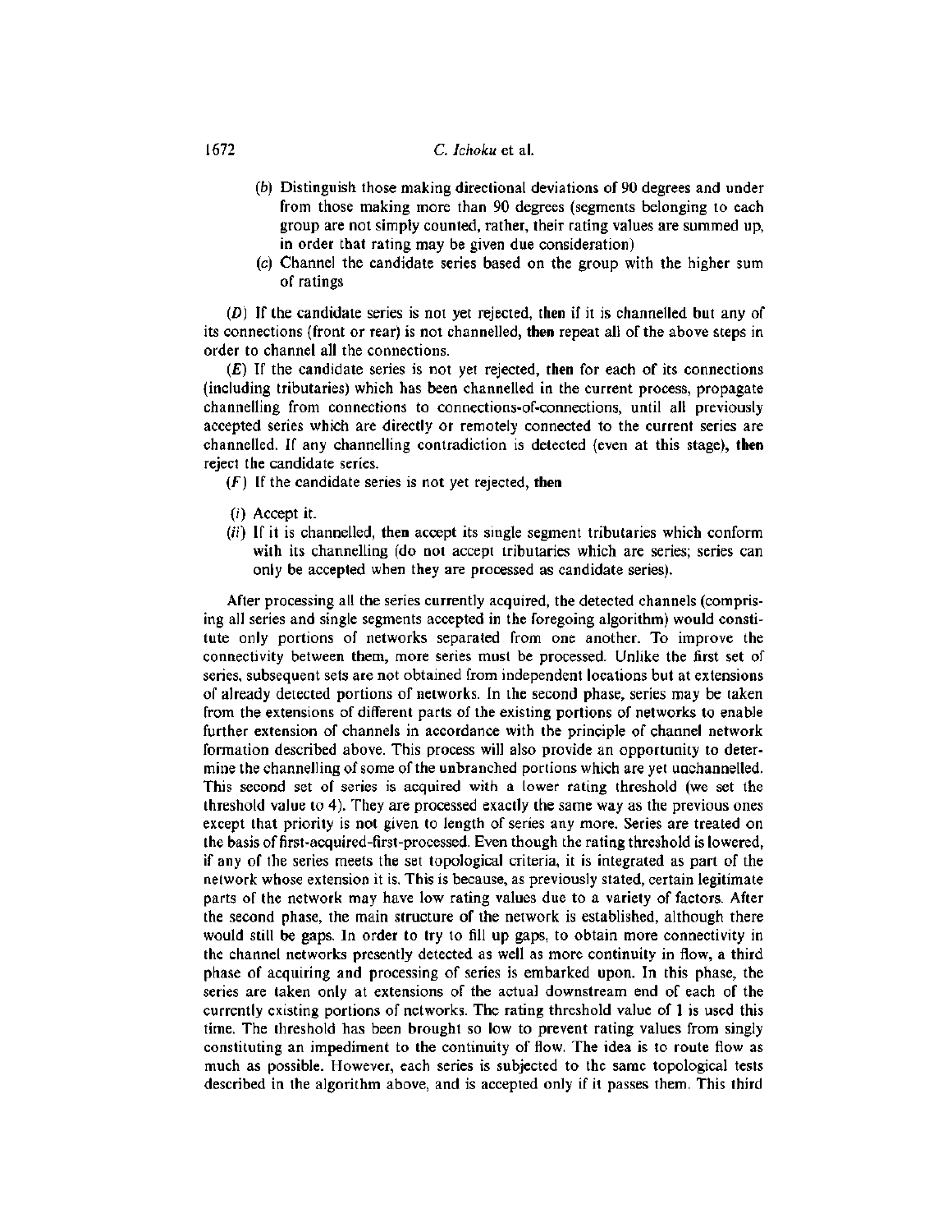(*b*) Distinguish those making directional deviations of 90 degrees and under from those making more than 90 degrees (segments belonging to each group are not simply counted, rather, their rating values are summed up, in order that rating may be given due consideration)

(*c*) Channel the candidate series based on the group with the higher sum of ratings

(*D*) If the candidate series is not yet rejected, **then** if it is channelled but any of its connections (front or rear) is not channelled, **then** repeat all of the above steps in order to channel all the connections.

(*E*) If the candidate series is not yet rejected, **then** for each of its connections (including tributaries) which has been channelled in the current process, propagate channelling from connections to connections-of-connections, until all previously accepted series which are directly or remotely connected to the current series are channelled. If any channelling contradiction is detected (even at this stage), **then** reject the candidate series.

(*F*) If the candidate series is not yet rejected, **then**

(*i*) Accept it.

(*ii*) If it is channelled, **then** accept its single segment tributaries which conform with its channelling (do not accept tributaries which are series; series can only be accepted when they are processed as candidate series).

After processing all the series currently acquired, the detected channels (comprising all series and single segments accepted in the foregoing algorithm) would constitute only portions of networks separated from one another. To improve the connectivity between them, more series must be processed. Unlike the first set of series, subsequent sets are not obtained from independent locations but at extensions of already detected portions of networks. In the second phase, series may be taken from the extensions of different parts of the existing portions of networks to enable further extension of channels in accordance with the principle of channel network formation described above. This process will also provide an opportunity to determine the channelling of some of the unbranched portions which are yet unchannelled. This second set of series is acquired with a lower rating threshold (we set the threshold value to 4). They are processed exactly the same way as the previous ones except that priority is not given to length of series any more. Series are treated on the basis of first-acquired-first-processed. Even though the rating threshold is lowered, if any of the series meets the set topological criteria, it is integrated as part of the network whose extension it is. This is because, as previously stated, certain legitimate parts of the network may have low rating values due to a variety of factors. After the second phase, the main structure of the network is established, although there would still be gaps. In order to try to fill up gaps, to obtain more connectivity in the channel networks presently detected as well as more continuity in flow, a third phase of acquiring and processing of series is embarked upon. In this phase, the series are taken only at extensions of the actual downstream end of each of the currently existing portions of networks. The rating threshold value of 1 is used this time. The threshold has been brought so low to prevent rating values from singly constituting an impediment to the continuity of flow. The idea is to route flow as much as possible. However, each series is subjected to the same topological tests described in the algorithm above, and is accepted only if it passes them. This third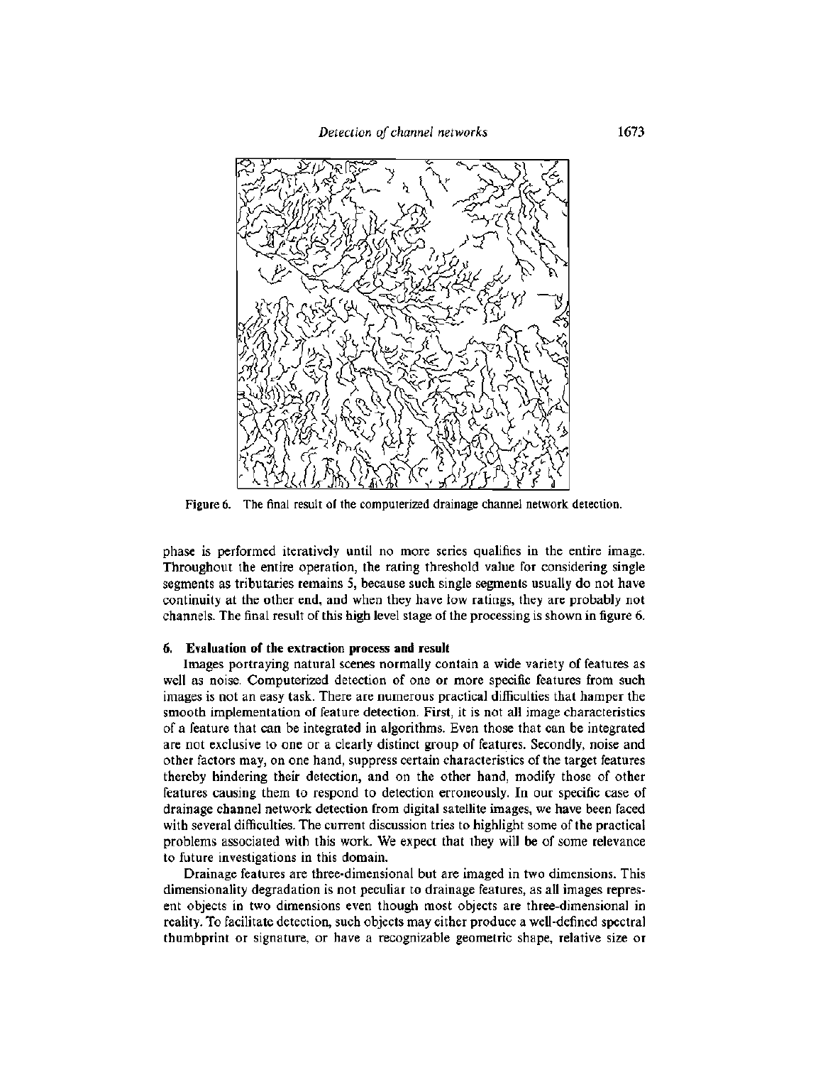Figure 6. The final result of the computerized drainage channel network detection.

phase is performed iteratively until no more series qualifies in the entire image. Throughout the entire operation, the rating threshold value for considering single segments as tributaries remains 5, because such single segments usually do not have continuity at the other end, and when they have low ratings, they are probably not channels. The final result of this high level stage of the processing is shown in figure 6.

## 6. Evaluation of the extraction process and result

Images portraying natural scenes normally contain a wide variety of features as well as noise. Computerized detection of one or more specific features from such images is not an easy task. There are numerous practical difficulties that hamper the smooth implementation of feature detection. First, it is not all image characteristics of a feature that can be integrated in algorithms. Even those that can be integrated are not exclusive to one or a clearly distinct group of features. Secondly, noise and other factors may, on one hand, suppress certain characteristics of the target features thereby hindering their detection, and on the other hand, modify those of other features causing them to respond to detection erroneously. In our specific case of drainage channel network detection from digital satellite images, we have been faced with several difficulties. The current discussion tries to highlight some of the practical problems associated with this work. We expect that they will be of some relevance to future investigations in this domain.

Drainage features are three-dimensional but are imaged in two dimensions. This dimensionality degradation is not peculiar to drainage features, as all images represent objects in two dimensions even though most objects are three-dimensional in reality. To facilitate detection, such objects may either produce a well-defined spectral thumbprint or signature, or have a recognizable geometric shape, relative size or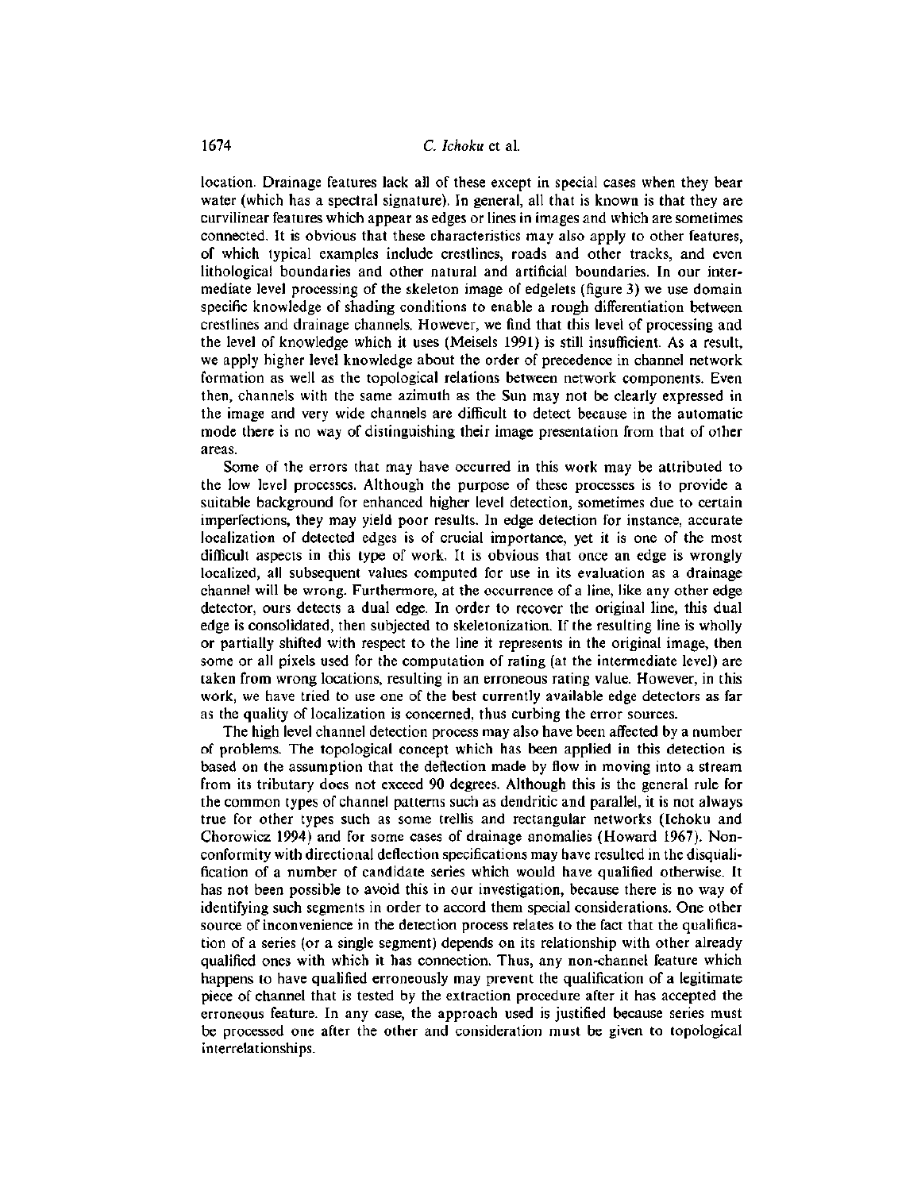location. Drainage features lack all of these except in special cases when they bear water (which has a spectral signature). In general, all that is known is that they are curvilinear features which appear as edges or lines in images and which are sometimes connected. It is obvious that these characteristics may also apply to other features, of which typical examples include crestlines, roads and other tracks, and even lithological boundaries and other natural and artificial boundaries. In our intermediate level processing of the skeleton image of edgelets (figure 3) we use domain specific knowledge of shading conditions to enable a rough differentiation between crestlines and drainage channels. However, we find that this level of processing and the level of knowledge which it uses (Meisels 1991) is still insufficient. As a result, we apply higher level knowledge about the order of precedence in channel network formation as well as the topological relations between network components. Even then, channels with the same azimuth as the Sun may not be clearly expressed in the image and very wide channels are difficult to detect because in the automatic mode there is no way of distinguishing their image presentation from that of other areas.

Some of the errors that may have occurred in this work may be attributed to the low level processes. Although the purpose of these processes is to provide a suitable background for enhanced higher level detection, sometimes due to certain imperfections, they may yield poor results. In edge detection for instance, accurate localization of detected edges is of crucial importance, yet it is one of the most difficult aspects in this type of work. It is obvious that once an edge is wrongly localized, all subsequent values computed for use in its evaluation as a drainage channel will be wrong. Furthermore, at the occurrence of a line, like any other edge detector, ours detects a dual edge. In order to recover the original line, this dual edge is consolidated, then subjected to skeletonization. If the resulting line is wholly or partially shifted with respect to the line it represents in the original image, then some or all pixels used for the computation of rating (at the intermediate level) are taken from wrong locations, resulting in an erroneous rating value. However, in this work, we have tried to use one of the best currently available edge detectors as far as the quality of localization is concerned, thus curbing the error sources.

The high level channel detection process may also have been affected by a number of problems. The topological concept which has been applied in this detection is based on the assumption that the deflection made by flow in moving into a stream from its tributary does not exceed 90 degrees. Although this is the general rule for the common types of channel patterns such as dendritic and parallel, it is not always true for other types such as some trellis and rectangular networks (Ichoku and Chorowicz 1994) and for some cases of drainage anomalies (Howard 1967). Nonconformity with directional deflection specifications may have resulted in the disqualification of a number of candidate series which would have qualified otherwise. It has not been possible to avoid this in our investigation, because there is no way of identifying such segments in order to accord them special considerations. One other source of inconvenience in the detection process relates to the fact that the qualification of a series (or a single segment) depends on its relationship with other already qualified ones with which it has connection. Thus, any non-channel feature which happens to have qualified erroneously may prevent the qualification of a legitimate piece of channel that is tested by the extraction procedure after it has accepted the erroneous feature. In any case, the approach used is justified because series must be processed one after the other and consideration must be given to topological interrelationships.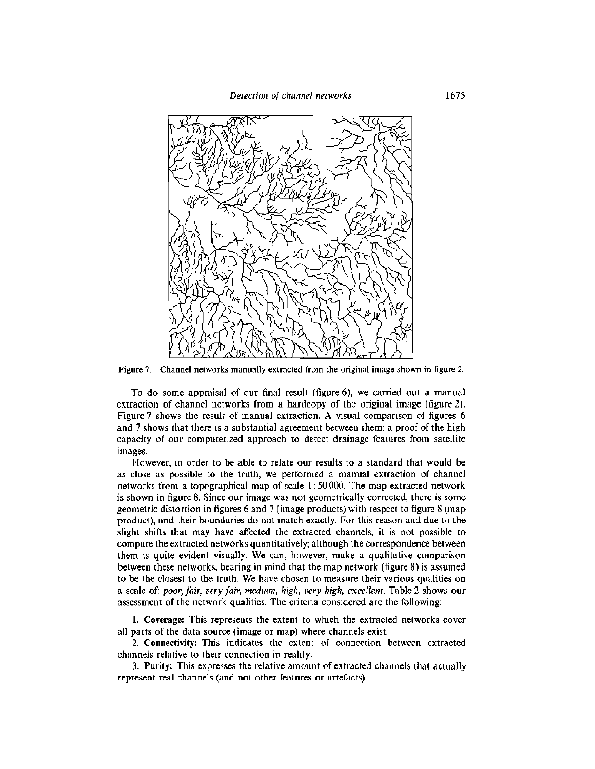Figure 7. Channel networks manually extracted from the original image shown in figure 2.

To do some appraisal of our final result (figure 6), we carried out a manual extraction of channel networks from a hardcopy of the original image (figure 2). Figure 7 shows the result of manual extraction. A visual comparison of figures 6 and 7 shows that there is a substantial agreement between them; a proof of the high capacity of our computerized approach to detect drainage features from satellite images.

However, in order to be able to relate our results to a standard that would be as close as possible to the truth, we performed a manual extraction of channel networks from a topographical map of scale 1:50000. The map-extracted network is shown in figure 8. Since our image was not geometrically corrected, there is some geometric distortion in figures 6 and 7 (image products) with respect to figure 8 (map product), and their boundaries do not match exactly. For this reason and due to the slight shifts that may have affected the extracted channels, it is not possible to compare the extracted networks quantitatively; although the correspondence between them is quite evident visually. We can, however, make a qualitative comparison between these networks, bearing in mind that the map network (figure 8) is assumed to be the closest to the truth. We have chosen to measure their various qualities on a scale of: *poor, fair, very fair, medium, high, very high, excellent*. Table 2 shows our assessment of the network qualities. The criteria considered are the following:

1. **Coverage:** This represents the extent to which the extracted networks cover all parts of the data source (image or map) where channels exist.
2. **Connectivity:** This indicates the extent of connection between extracted channels relative to their connection in reality.
3. **Purity:** This expresses the relative amount of extracted channels that actually represent real channels (and not other features or artefacts).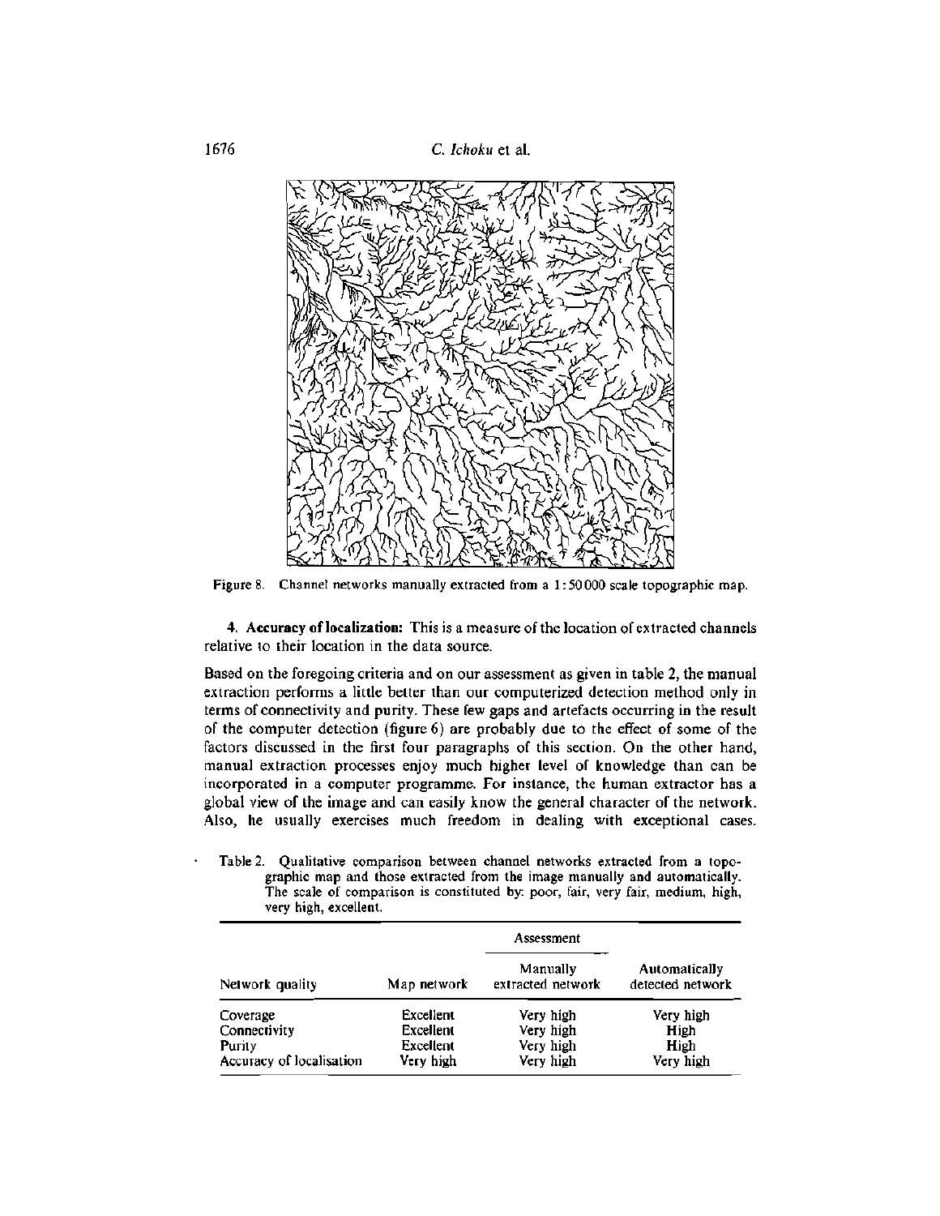Figure 8. Channel networks manually extracted from a 1:50 000 scale topographic map.

4. **Accuracy of localization:** This is a measure of the location of extracted channels relative to their location in the data source.

Based on the foregoing criteria and on our assessment as given in table 2, the manual extraction performs a little better than our computerized detection method only in terms of connectivity and purity. These few gaps and artefacts occurring in the result of the computer detection (figure 6) are probably due to the effect of some of the factors discussed in the first four paragraphs of this section. On the other hand, manual extraction processes enjoy much higher level of knowledge than can be incorporated in a computer programme. For instance, the human extractor has a global view of the image and can easily know the general character of the network. Also, he usually exercises much freedom in dealing with exceptional cases.

Table 2. Qualitative comparison between channel networks extracted from a topographic map and those extracted from the image manually and automatically. The scale of comparison is constituted by: poor, fair, very fair, medium, high, very high, excellent.

| | Assessment | | |
|---|---|---|---|
| Network quality | Map network | Manually extracted network | Automatically detected network |
| Coverage | Excellent | Very high | Very high |
| Connectivity | Excellent | Very high | High |
| Purity | Excellent | Very high | High |
| Accuracy of localisation | Very high | Very high | Very high |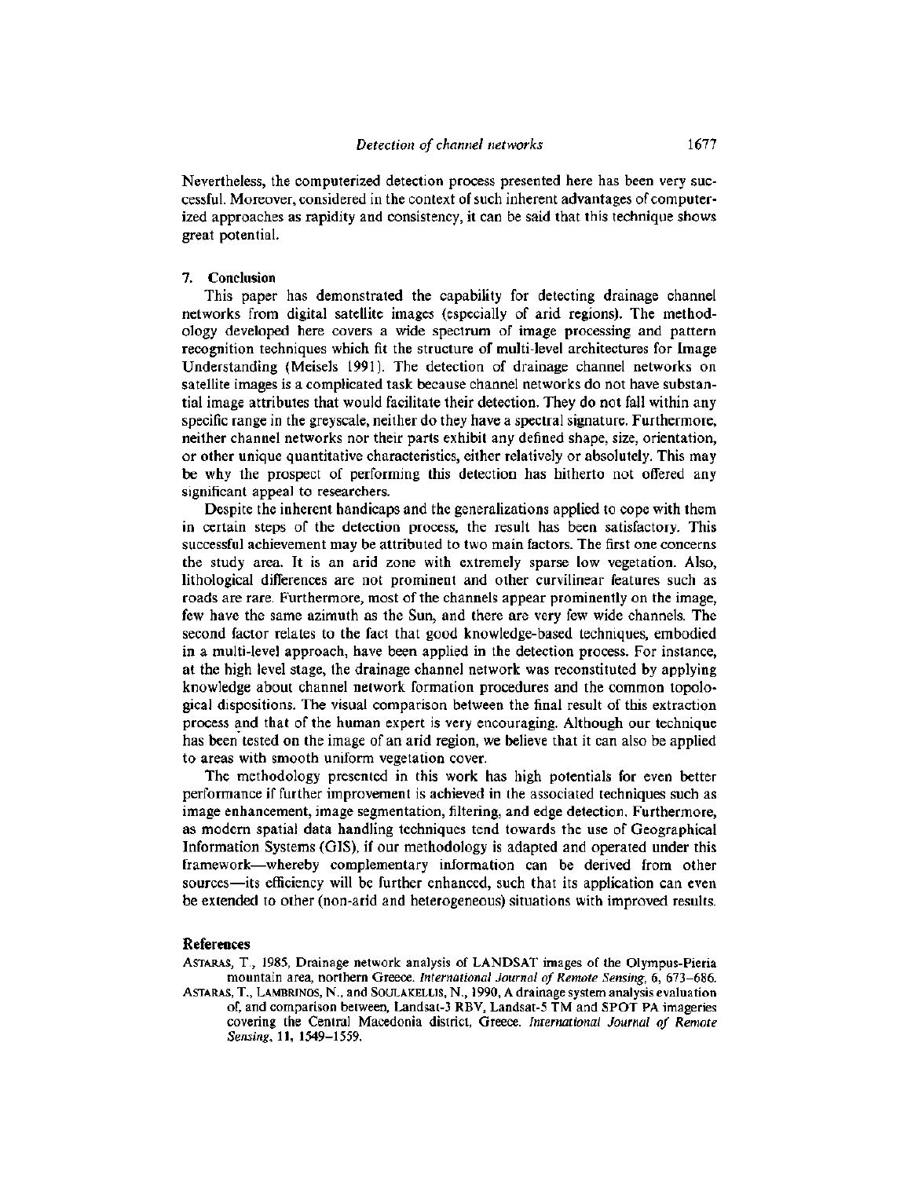Nevertheless, the computerized detection process presented here has been very successful. Moreover, considered in the context of such inherent advantages of computerized approaches as rapidity and consistency, it can be said that this technique shows great potential.

## 7. Conclusion

This paper has demonstrated the capability for detecting drainage channel networks from digital satellite images (especially of arid regions). The methodology developed here covers a wide spectrum of image processing and pattern recognition techniques which fit the structure of multi-level architectures for Image Understanding (Meisels 1991). The detection of drainage channel networks on satellite images is a complicated task because channel networks do not have substantial image attributes that would facilitate their detection. They do not fall within any specific range in the greyscale, neither do they have a spectral signature. Furthermore, neither channel networks nor their parts exhibit any defined shape, size, orientation, or other unique quantitative characteristics, either relatively or absolutely. This may be why the prospect of performing this detection has hitherto not offered any significant appeal to researchers.

Despite the inherent handicaps and the generalizations applied to cope with them in certain steps of the detection process, the result has been satisfactory. This successful achievement may be attributed to two main factors. The first one concerns the study area. It is an arid zone with extremely sparse low vegetation. Also, lithological differences are not prominent and other curvilinear features such as roads are rare. Furthermore, most of the channels appear prominently on the image, few have the same azimuth as the Sun, and there are very few wide channels. The second factor relates to the fact that good knowledge-based techniques, embodied in a multi-level approach, have been applied in the detection process. For instance, at the high level stage, the drainage channel network was reconstituted by applying knowledge about channel network formation procedures and the common topological dispositions. The visual comparison between the final result of this extraction process and that of the human expert is very encouraging. Although our technique has been tested on the image of an arid region, we believe that it can also be applied to areas with smooth uniform vegetation cover.

The methodology presented in this work has high potentials for even better performance if further improvement is achieved in the associated techniques such as image enhancement, image segmentation, filtering, and edge detection. Furthermore, as modern spatial data handling techniques tend towards the use of Geographical Information Systems (GIS), if our methodology is adapted and operated under this framework—whereby complementary information can be derived from other sources—its efficiency will be further enhanced, such that its application can even be extended to other (non-arid and heterogeneous) situations with improved results.

## References

Astaras, T., 1985, Drainage network analysis of LANDSAT images of the Olympus-Pieria mountain area, northern Greece. *International Journal of Remote Sensing*, 6, 673–686.

Astaras, T., Lambrinos, N., and Soulakellis, N., 1990, A drainage system analysis evaluation of, and comparison between, Landsat-3 RBV, Landsat-5 TM and SPOT PA imageries covering the Central Macedonia district, Greece. *International Journal of Remote Sensing*, **11**, 1549–1559.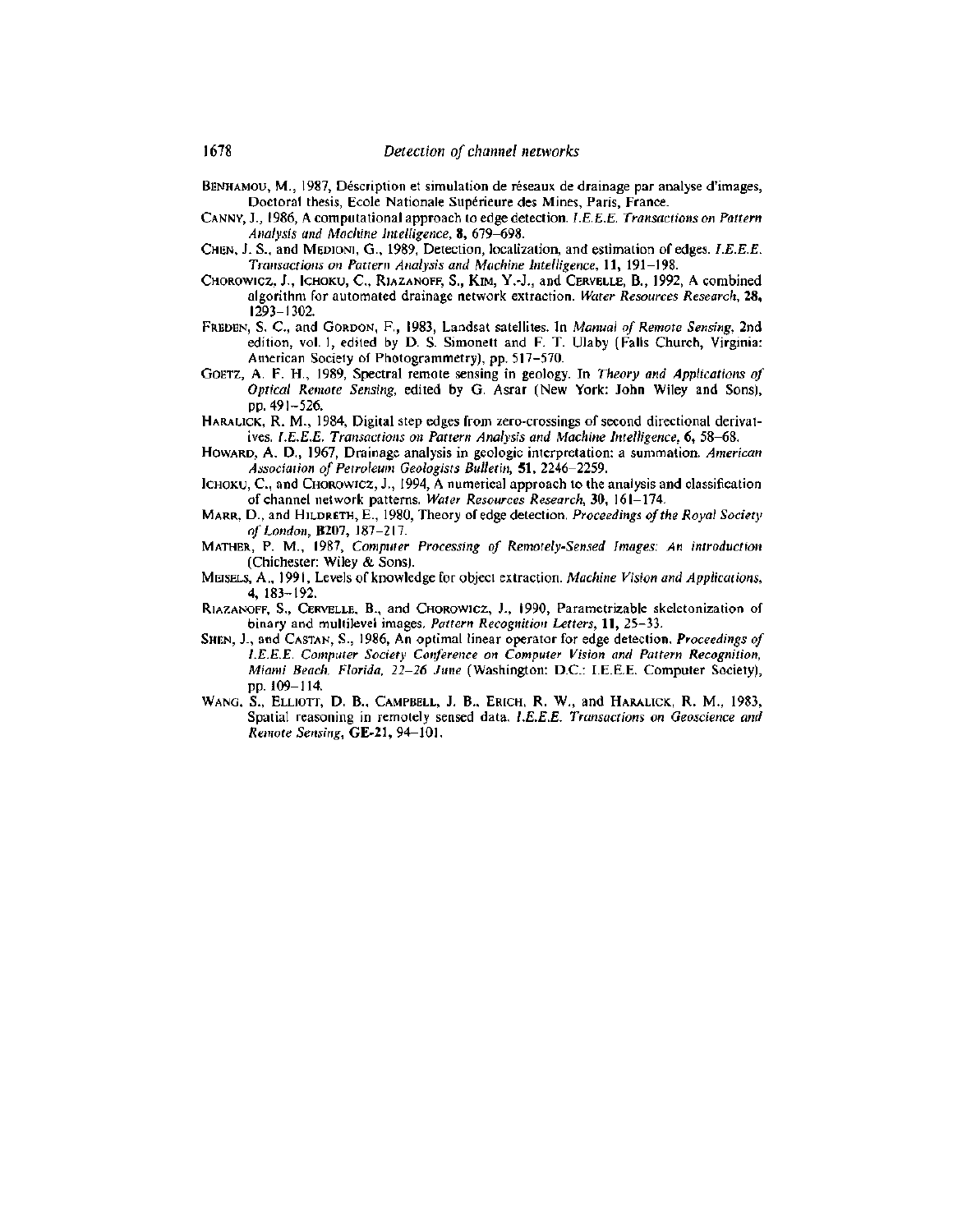Benhamou, M., 1987, Déscription et simulation de réseaux de drainage par analyse d'images, Doctoral thesis, Ecole Nationale Supérieure des Mines, Paris, France.

Canny, J., 1986, A computational approach to edge detection. *I.E.E.E. Transactions on Pattern Analysis and Machine Intelligence*, **8**, 679–698.

Chen, J. S., and Medioni, G., 1989, Detection, localization, and estimation of edges. *I.E.E.E. Transactions on Pattern Analysis and Machine Intelligence*, **11**, 191–198.

Chorowicz, J., Ichoku, C., Riazanoff, S., Kim, Y.-J., and Cervelle, B., 1992, A combined algorithm for automated drainage network extraction. *Water Resources Research*, **28**, 1293–1302.

Freden, S. C., and Gordon, F., 1983, Landsat satellites. In *Manual of Remote Sensing*, 2nd edition, vol. 1, edited by D. S. Simonett and F. T. Ulaby (Falls Church, Virginia: American Society of Photogrammetry), pp. 517–570.

Goetz, A. F. H., 1989, Spectral remote sensing in geology. In *Theory and Applications of Optical Remote Sensing*, edited by G. Asrar (New York: John Wiley and Sons), pp. 491–526.

Haralick, R. M., 1984, Digital step edges from zero-crossings of second directional derivatives. *I.E.E.E. Transactions on Pattern Analysis and Machine Intelligence*, **6**, 58–68.

Howard, A. D., 1967, Drainage analysis in geologic interpretation: a summation. *American Association of Petroleum Geologists Bulletin*, **51**, 2246–2259.

Ichoku, C., and Chorowicz, J., 1994, A numerical approach to the analysis and classification of channel network patterns. *Water Resources Research*, **30**, 161–174.

Marr, D., and Hildreth, E., 1980, Theory of edge detection. *Proceedings of the Royal Society of London*, **B207**, 187–217.

Mather, P. M., 1987, *Computer Processing of Remotely-Sensed Images: An introduction* (Chichester: Wiley & Sons).

Meisels, A., 1991, Levels of knowledge for object extraction. *Machine Vision and Applications*, **4**, 183–192.

Riazanoff, S., Cervelle, B., and Chorowicz, J., 1990, Parametrizable skeletonization of binary and multilevel images. *Pattern Recognition Letters*, **11**, 25–33.

Shen, J., and Castan, S., 1986, An optimal linear operator for edge detection. *Proceedings of I.E.E.E. Computer Society Conference on Computer Vision and Pattern Recognition, Miami Beach, Florida, 22–26 June* (Washington: D.C.: I.E.E.E. Computer Society), pp. 109–114.

Wang, S., Elliott, D. B., Campbell, J. B., Erich, R. W., and Haralick, R. M., 1983, Spatial reasoning in remotely sensed data. *I.E.E.E. Transactions on Geoscience and Remote Sensing*, **GE-21**, 94–101.